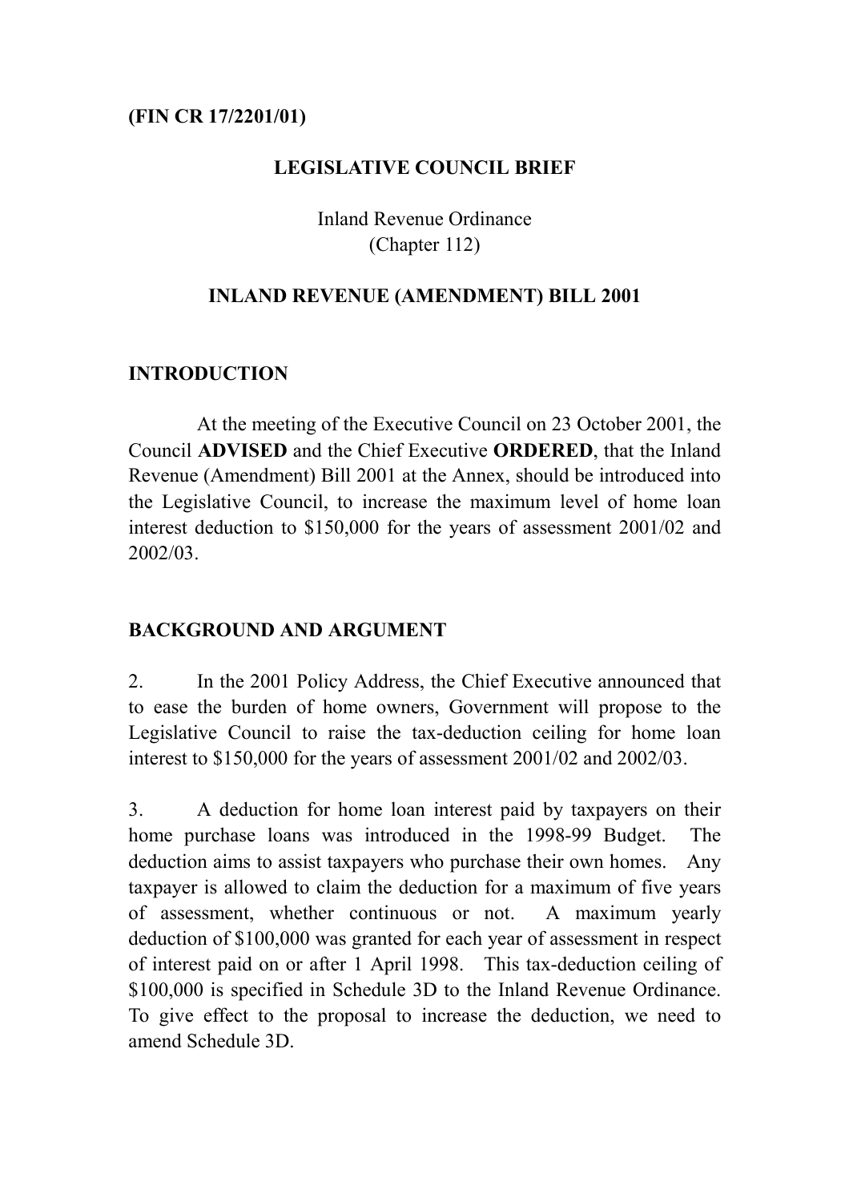**(FIN CR 17/2201/01)**

# LEGISLATIVE COUNCIL BRIEF

Inland Revenue Ordinance
(Chapter 112)

## INLAND REVENUE (AMENDMENT) BILL 2001

## INTRODUCTION

At the meeting of the Executive Council on 23 October 2001, the Council **ADVISED** and the Chief Executive **ORDERED**, that the Inland Revenue (Amendment) Bill 2001 at the Annex, should be introduced into the Legislative Council, to increase the maximum level of home loan interest deduction to $150,000 for the years of assessment 2001/02 and 2002/03.

## BACKGROUND AND ARGUMENT

2. In the 2001 Policy Address, the Chief Executive announced that to ease the burden of home owners, Government will propose to the Legislative Council to raise the tax-deduction ceiling for home loan interest to $150,000 for the years of assessment 2001/02 and 2002/03.

3. A deduction for home loan interest paid by taxpayers on their home purchase loans was introduced in the 1998-99 Budget. The deduction aims to assist taxpayers who purchase their own homes. Any taxpayer is allowed to claim the deduction for a maximum of five years of assessment, whether continuous or not. A maximum yearly deduction of $100,000 was granted for each year of assessment in respect of interest paid on or after 1 April 1998. This tax-deduction ceiling of $100,000 is specified in Schedule 3D to the Inland Revenue Ordinance. To give effect to the proposal to increase the deduction, we need to amend Schedule 3D.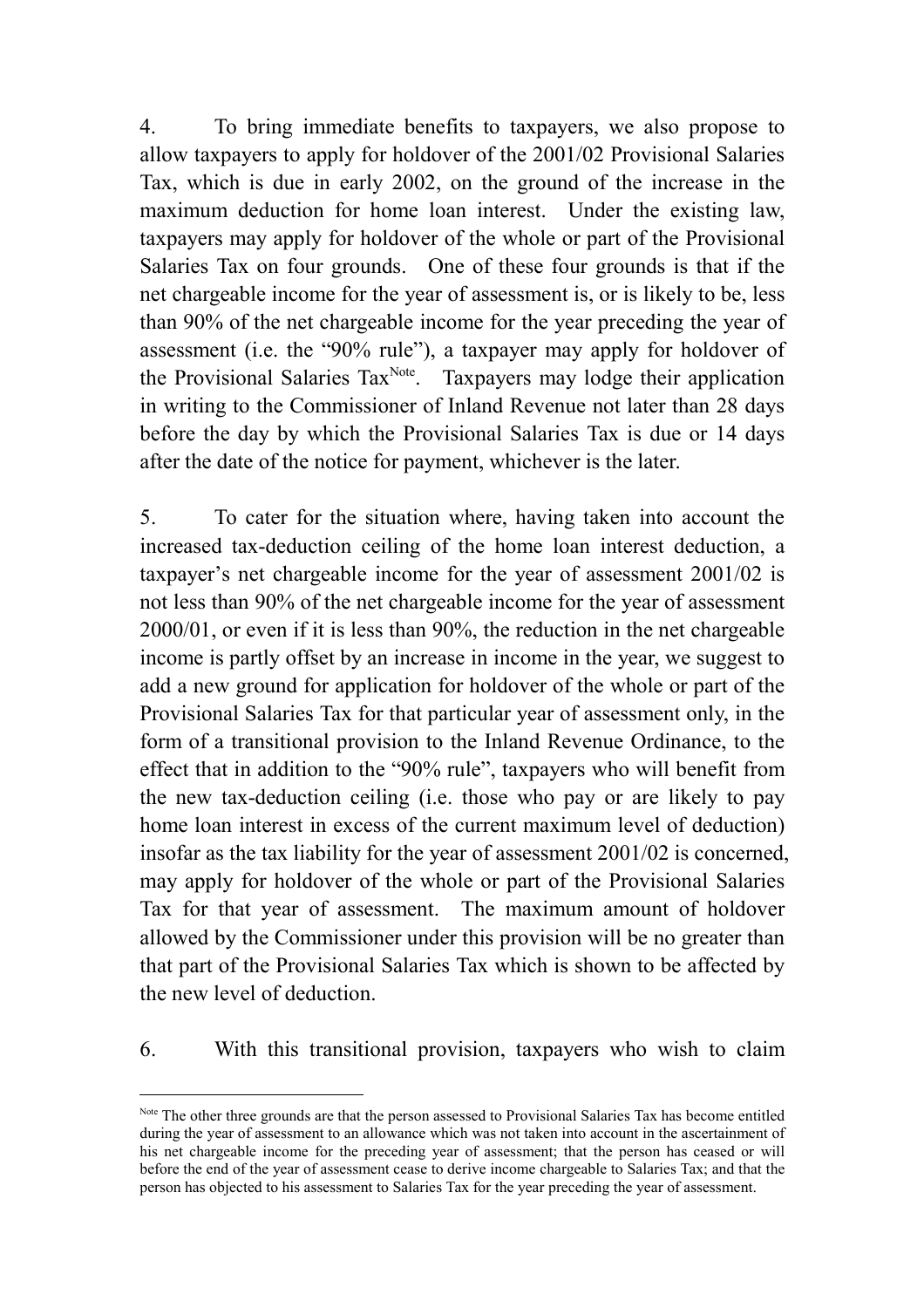4. To bring immediate benefits to taxpayers, we also propose to allow taxpayers to apply for holdover of the 2001/02 Provisional Salaries Tax, which is due in early 2002, on the ground of the increase in the maximum deduction for home loan interest. Under the existing law, taxpayers may apply for holdover of the whole or part of the Provisional Salaries Tax on four grounds. One of these four grounds is that if the net chargeable income for the year of assessment is, or is likely to be, less than 90% of the net chargeable income for the year preceding the year of assessment (i.e. the "90% rule"), a taxpayer may apply for holdover of the Provisional Salaries Tax[Note]. Taxpayers may lodge their application in writing to the Commissioner of Inland Revenue not later than 28 days before the day by which the Provisional Salaries Tax is due or 14 days after the date of the notice for payment, whichever is the later.

5. To cater for the situation where, having taken into account the increased tax-deduction ceiling of the home loan interest deduction, a taxpayer's net chargeable income for the year of assessment 2001/02 is not less than 90% of the net chargeable income for the year of assessment 2000/01, or even if it is less than 90%, the reduction in the net chargeable income is partly offset by an increase in income in the year, we suggest to add a new ground for application for holdover of the whole or part of the Provisional Salaries Tax for that particular year of assessment only, in the form of a transitional provision to the Inland Revenue Ordinance, to the effect that in addition to the "90% rule", taxpayers who will benefit from the new tax-deduction ceiling (i.e. those who pay or are likely to pay home loan interest in excess of the current maximum level of deduction) insofar as the tax liability for the year of assessment 2001/02 is concerned, may apply for holdover of the whole or part of the Provisional Salaries Tax for that year of assessment. The maximum amount of holdover allowed by the Commissioner under this provision will be no greater than that part of the Provisional Salaries Tax which is shown to be affected by the new level of deduction.

6. With this transitional provision, taxpayers who wish to claim

---

[Note] The other three grounds are that the person assessed to Provisional Salaries Tax has become entitled during the year of assessment to an allowance which was not taken into account in the ascertainment of his net chargeable income for the preceding year of assessment; that the person has ceased or will before the end of the year of assessment cease to derive income chargeable to Salaries Tax; and that the person has objected to his assessment to Salaries Tax for the year preceding the year of assessment.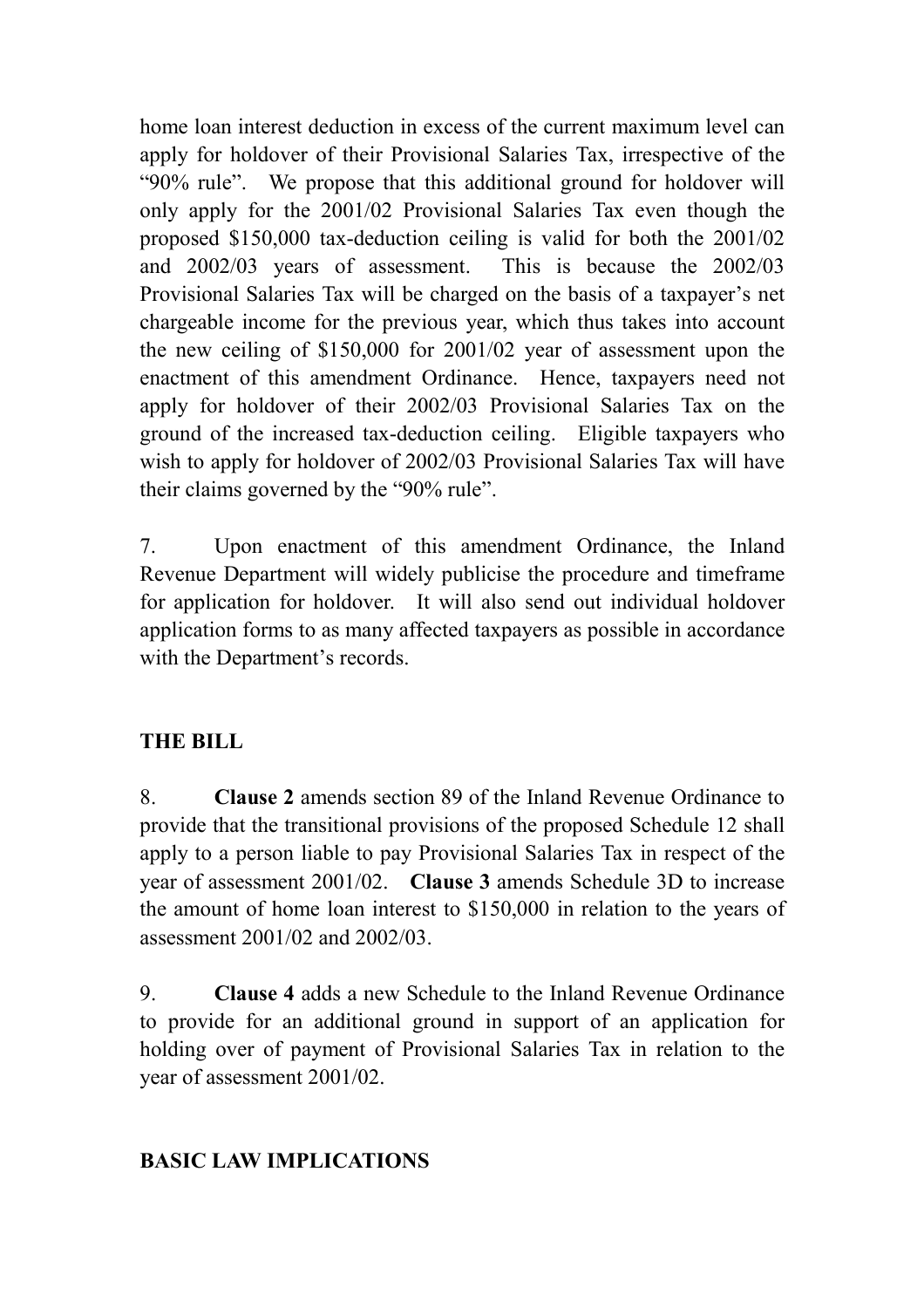home loan interest deduction in excess of the current maximum level can apply for holdover of their Provisional Salaries Tax, irrespective of the "90% rule". We propose that this additional ground for holdover will only apply for the 2001/02 Provisional Salaries Tax even though the proposed $150,000 tax-deduction ceiling is valid for both the 2001/02 and 2002/03 years of assessment. This is because the 2002/03 Provisional Salaries Tax will be charged on the basis of a taxpayer's net chargeable income for the previous year, which thus takes into account the new ceiling of $150,000 for 2001/02 year of assessment upon the enactment of this amendment Ordinance. Hence, taxpayers need not apply for holdover of their 2002/03 Provisional Salaries Tax on the ground of the increased tax-deduction ceiling. Eligible taxpayers who wish to apply for holdover of 2002/03 Provisional Salaries Tax will have their claims governed by the "90% rule".

7. Upon enactment of this amendment Ordinance, the Inland Revenue Department will widely publicise the procedure and timeframe for application for holdover. It will also send out individual holdover application forms to as many affected taxpayers as possible in accordance with the Department's records.

## THE BILL

8. **Clause 2** amends section 89 of the Inland Revenue Ordinance to provide that the transitional provisions of the proposed Schedule 12 shall apply to a person liable to pay Provisional Salaries Tax in respect of the year of assessment 2001/02. **Clause 3** amends Schedule 3D to increase the amount of home loan interest to $150,000 in relation to the years of assessment 2001/02 and 2002/03.

9. **Clause 4** adds a new Schedule to the Inland Revenue Ordinance to provide for an additional ground in support of an application for holding over of payment of Provisional Salaries Tax in relation to the year of assessment 2001/02.

## BASIC LAW IMPLICATIONS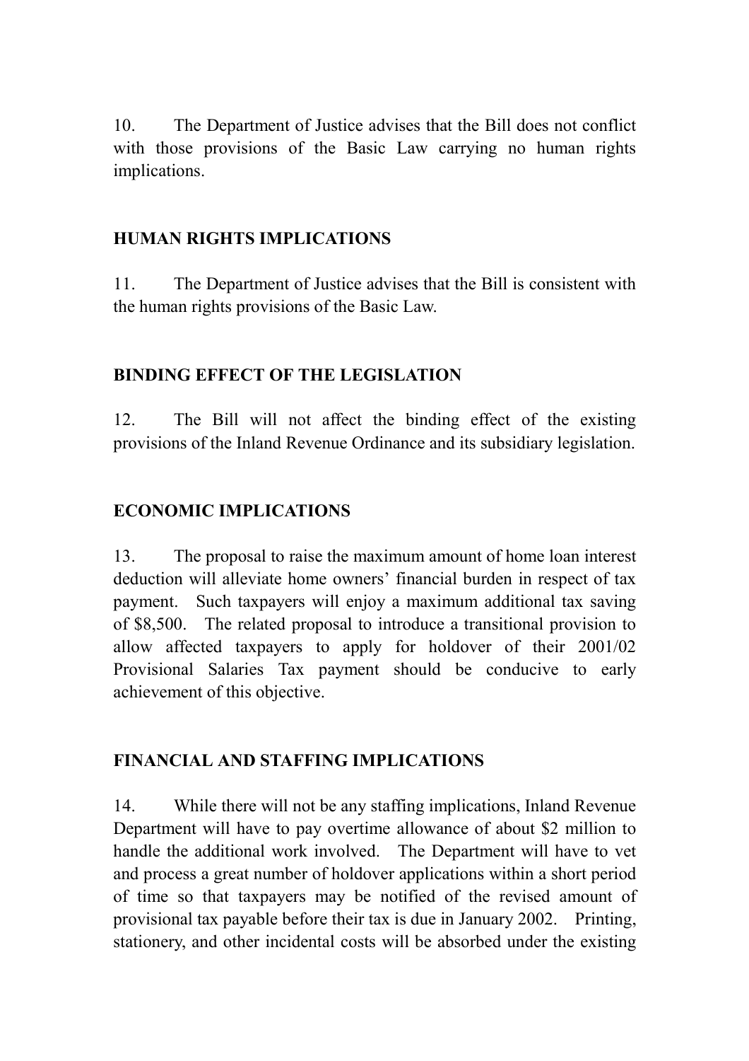10. The Department of Justice advises that the Bill does not conflict with those provisions of the Basic Law carrying no human rights implications.

## HUMAN RIGHTS IMPLICATIONS

11. The Department of Justice advises that the Bill is consistent with the human rights provisions of the Basic Law.

## BINDING EFFECT OF THE LEGISLATION

12. The Bill will not affect the binding effect of the existing provisions of the Inland Revenue Ordinance and its subsidiary legislation.

## ECONOMIC IMPLICATIONS

13. The proposal to raise the maximum amount of home loan interest deduction will alleviate home owners' financial burden in respect of tax payment. Such taxpayers will enjoy a maximum additional tax saving of $8,500. The related proposal to introduce a transitional provision to allow affected taxpayers to apply for holdover of their 2001/02 Provisional Salaries Tax payment should be conducive to early achievement of this objective.

## FINANCIAL AND STAFFING IMPLICATIONS

14. While there will not be any staffing implications, Inland Revenue Department will have to pay overtime allowance of about $2 million to handle the additional work involved. The Department will have to vet and process a great number of holdover applications within a short period of time so that taxpayers may be notified of the revised amount of provisional tax payable before their tax is due in January 2002. Printing, stationery, and other incidental costs will be absorbed under the existing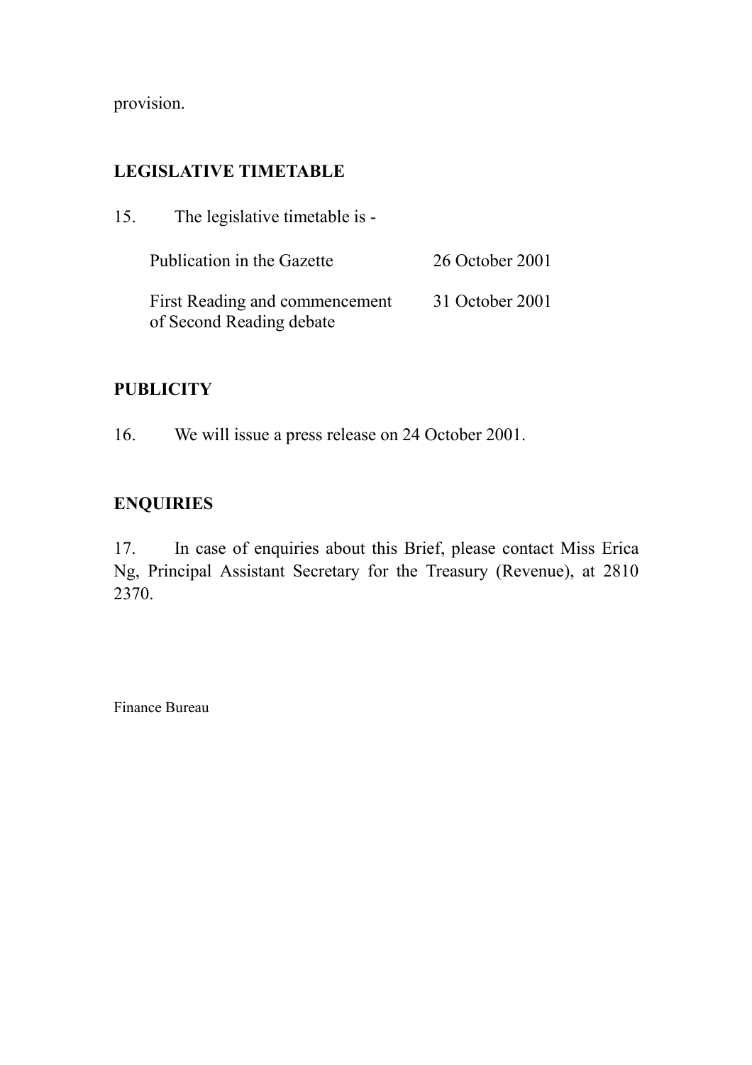provision.

## LEGISLATIVE TIMETABLE

15. The legislative timetable is -

| | |
|---|---|
| Publication in the Gazette | 26 October 2001 |
| First Reading and commencement of Second Reading debate | 31 October 2001 |

## PUBLICITY

16. We will issue a press release on 24 October 2001.

## ENQUIRIES

17. In case of enquiries about this Brief, please contact Miss Erica Ng, Principal Assistant Secretary for the Treasury (Revenue), at 2810 2370.

Finance Bureau